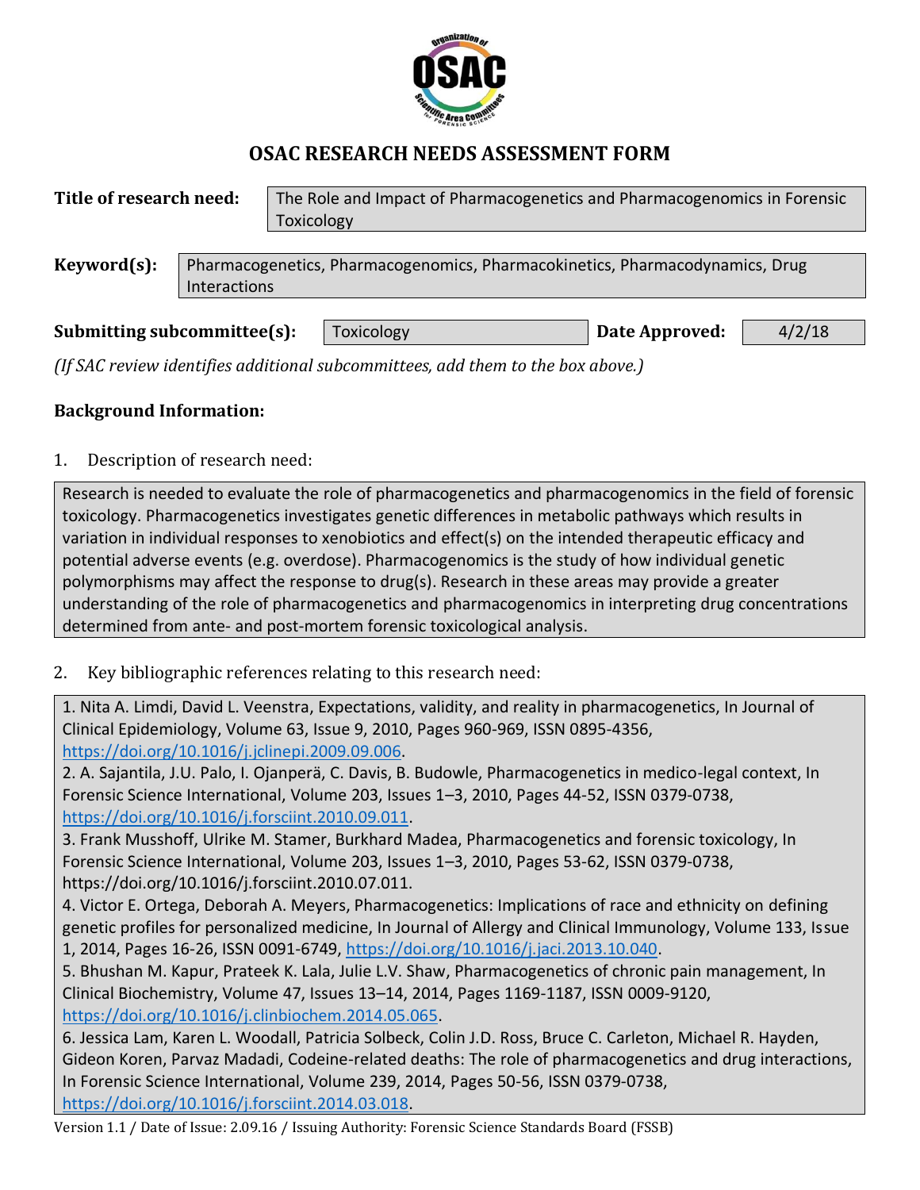# OSAC RESEARCH NEEDS ASSESSMENT FORM

**Title of research need:** The Role and Impact of Pharmacogenetics and Pharmacogenomics in Forensic Toxicology

**Keyword(s):** Pharmacogenetics, Pharmacogenomics, Pharmacokinetics, Pharmacodynamics, Drug Interactions

**Submitting subcommittee(s):** Toxicology **Date Approved:** 4/2/18

*(If SAC review identifies additional subcommittees, add them to the box above.)*

## Background Information:

1. Description of research need:

Research is needed to evaluate the role of pharmacogenetics and pharmacogenomics in the field of forensic toxicology. Pharmacogenetics investigates genetic differences in metabolic pathways which results in variation in individual responses to xenobiotics and effect(s) on the intended therapeutic efficacy and potential adverse events (e.g. overdose). Pharmacogenomics is the study of how individual genetic polymorphisms may affect the response to drug(s). Research in these areas may provide a greater understanding of the role of pharmacogenetics and pharmacogenomics in interpreting drug concentrations determined from ante- and post-mortem forensic toxicological analysis.

2. Key bibliographic references relating to this research need:

1. Nita A. Limdi, David L. Veenstra, Expectations, validity, and reality in pharmacogenetics, In Journal of Clinical Epidemiology, Volume 63, Issue 9, 2010, Pages 960-969, ISSN 0895-4356, https://doi.org/10.1016/j.jclinepi.2009.09.006.
2. A. Sajantila, J.U. Palo, I. Ojanperä, C. Davis, B. Budowle, Pharmacogenetics in medico-legal context, In Forensic Science International, Volume 203, Issues 1–3, 2010, Pages 44-52, ISSN 0379-0738, https://doi.org/10.1016/j.forsciint.2010.09.011.
3. Frank Musshoff, Ulrike M. Stamer, Burkhard Madea, Pharmacogenetics and forensic toxicology, In Forensic Science International, Volume 203, Issues 1–3, 2010, Pages 53-62, ISSN 0379-0738, https://doi.org/10.1016/j.forsciint.2010.07.011.
4. Victor E. Ortega, Deborah A. Meyers, Pharmacogenetics: Implications of race and ethnicity on defining genetic profiles for personalized medicine, In Journal of Allergy and Clinical Immunology, Volume 133, Issue 1, 2014, Pages 16-26, ISSN 0091-6749, https://doi.org/10.1016/j.jaci.2013.10.040.
5. Bhushan M. Kapur, Prateek K. Lala, Julie L.V. Shaw, Pharmacogenetics of chronic pain management, In Clinical Biochemistry, Volume 47, Issues 13–14, 2014, Pages 1169-1187, ISSN 0009-9120, https://doi.org/10.1016/j.clinbiochem.2014.05.065.
6. Jessica Lam, Karen L. Woodall, Patricia Solbeck, Colin J.D. Ross, Bruce C. Carleton, Michael R. Hayden, Gideon Koren, Parvaz Madadi, Codeine-related deaths: The role of pharmacogenetics and drug interactions, In Forensic Science International, Volume 239, 2014, Pages 50-56, ISSN 0379-0738, https://doi.org/10.1016/j.forsciint.2014.03.018.

Version 1.1 / Date of Issue: 2.09.16 / Issuing Authority: Forensic Science Standards Board (FSSB)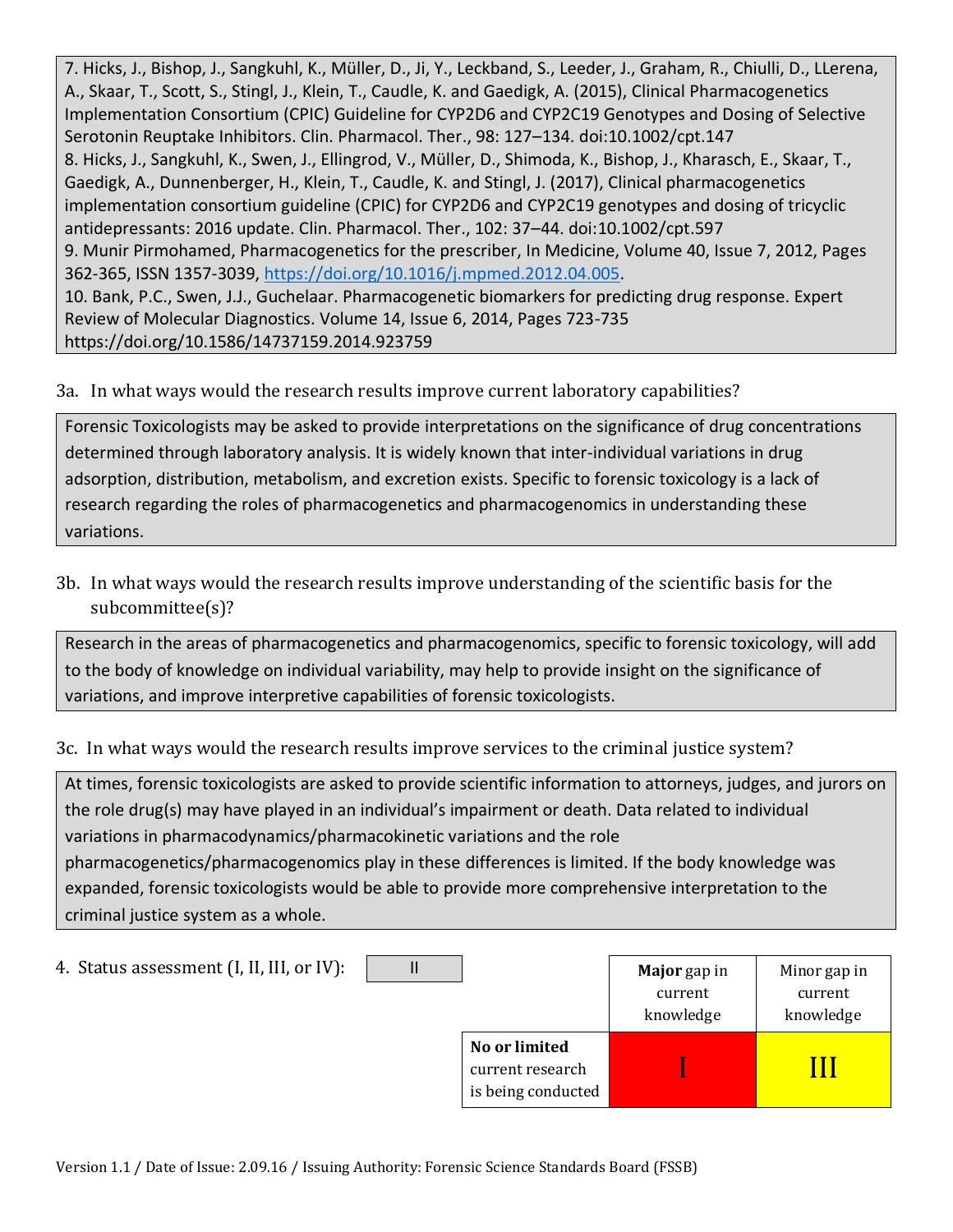7. Hicks, J., Bishop, J., Sangkuhl, K., Müller, D., Ji, Y., Leckband, S., Leeder, J., Graham, R., Chiulli, D., LLerena, A., Skaar, T., Scott, S., Stingl, J., Klein, T., Caudle, K. and Gaedigk, A. (2015), Clinical Pharmacogenetics Implementation Consortium (CPIC) Guideline for CYP2D6 and CYP2C19 Genotypes and Dosing of Selective Serotonin Reuptake Inhibitors. Clin. Pharmacol. Ther., 98: 127–134. doi:10.1002/cpt.147
8. Hicks, J., Sangkuhl, K., Swen, J., Ellingrod, V., Müller, D., Shimoda, K., Bishop, J., Kharasch, E., Skaar, T., Gaedigk, A., Dunnenberger, H., Klein, T., Caudle, K. and Stingl, J. (2017), Clinical pharmacogenetics implementation consortium guideline (CPIC) for CYP2D6 and CYP2C19 genotypes and dosing of tricyclic antidepressants: 2016 update. Clin. Pharmacol. Ther., 102: 37–44. doi:10.1002/cpt.597
9. Munir Pirmohamed, Pharmacogenetics for the prescriber, In Medicine, Volume 40, Issue 7, 2012, Pages 362-365, ISSN 1357-3039, https://doi.org/10.1016/j.mpmed.2012.04.005.
10. Bank, P.C., Swen, J.J., Guchelaar. Pharmacogenetic biomarkers for predicting drug response. Expert Review of Molecular Diagnostics. Volume 14, Issue 6, 2014, Pages 723-735 https://doi.org/10.1586/14737159.2014.923759

3a. In what ways would the research results improve current laboratory capabilities?

Forensic Toxicologists may be asked to provide interpretations on the significance of drug concentrations determined through laboratory analysis. It is widely known that inter-individual variations in drug adsorption, distribution, metabolism, and excretion exists. Specific to forensic toxicology is a lack of research regarding the roles of pharmacogenetics and pharmacogenomics in understanding these variations.

3b. In what ways would the research results improve understanding of the scientific basis for the subcommittee(s)?

Research in the areas of pharmacogenetics and pharmacogenomics, specific to forensic toxicology, will add to the body of knowledge on individual variability, may help to provide insight on the significance of variations, and improve interpretive capabilities of forensic toxicologists.

3c. In what ways would the research results improve services to the criminal justice system?

At times, forensic toxicologists are asked to provide scientific information to attorneys, judges, and jurors on the role drug(s) may have played in an individual's impairment or death. Data related to individual variations in pharmacodynamics/pharmacokinetic variations and the role pharmacogenetics/pharmacogenomics play in these differences is limited. If the body knowledge was expanded, forensic toxicologists would be able to provide more comprehensive interpretation to the criminal justice system as a whole.

4. Status assessment (I, II, III, or IV): II

| | **Major** gap in current knowledge | Minor gap in current knowledge |
|---|---|---|
| **No or limited** current research is being conducted | I | III |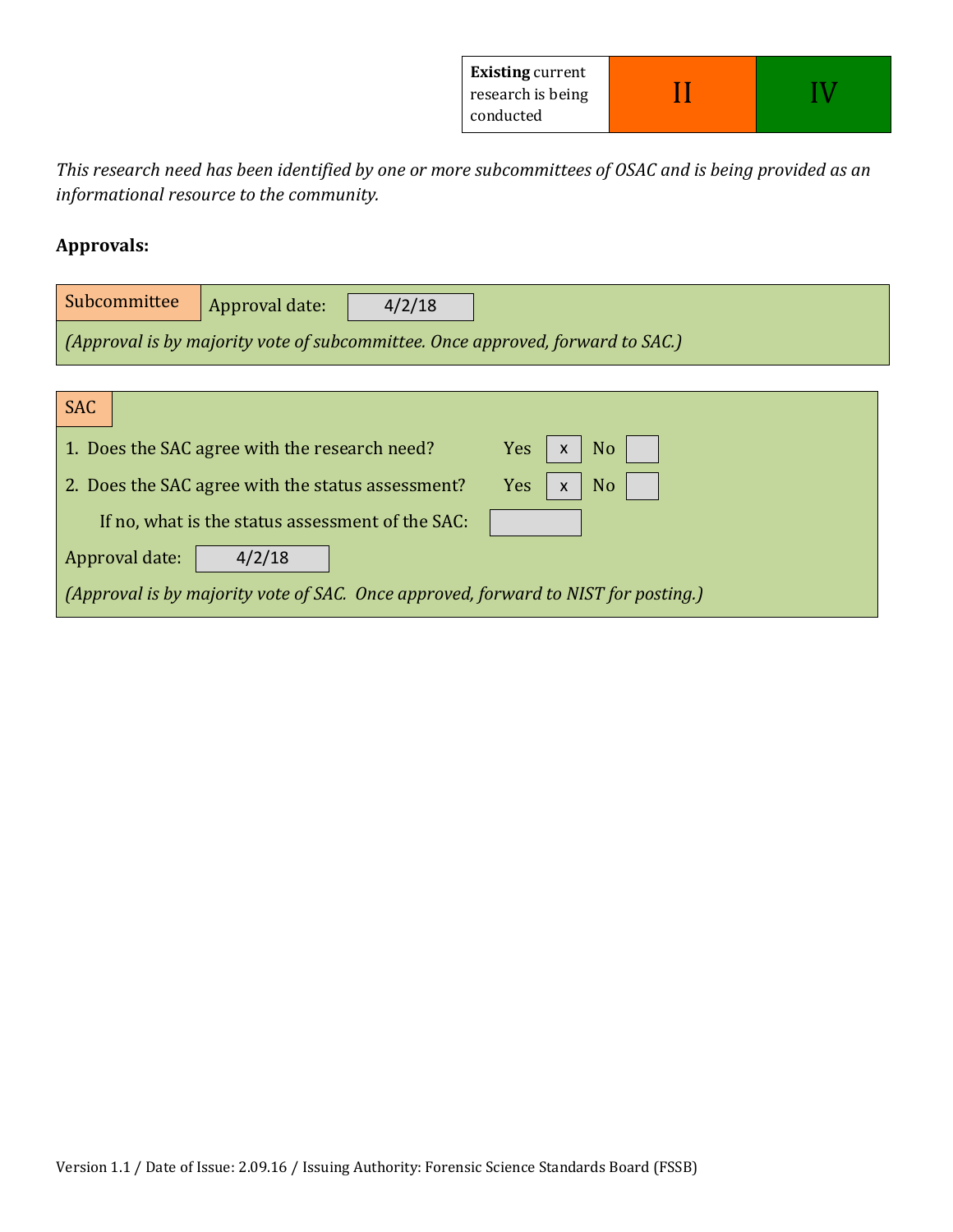| Existing current research is being conducted | II | IV |
|---|---|---|

*This research need has been identified by one or more subcommittees of OSAC and is being provided as an informational resource to the community.*

**Approvals:**

**Subcommittee**

Approval date: 4/2/18

*(Approval is by majority vote of subcommittee. Once approved, forward to SAC.)*

**SAC**

1. Does the SAC agree with the research need? Yes [x] No [ ]
2. Does the SAC agree with the status assessment? Yes [x] No [ ]

   If no, what is the status assessment of the SAC:

Approval date: 4/2/18

*(Approval is by majority vote of SAC. Once approved, forward to NIST for posting.)*